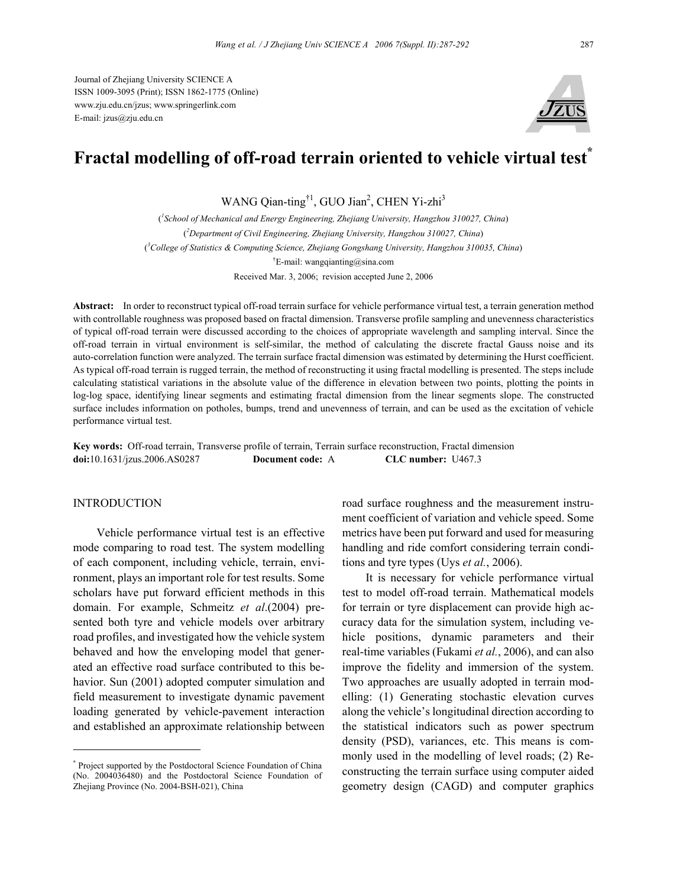Journal of Zhejiang University SCIENCE A
ISSN 1009-3095 (Print); ISSN 1862-1775 (Online)
www.zju.edu.cn/jzus; www.springerlink.com
E-mail: jzus@zju.edu.cn

# Fractal modelling of off-road terrain oriented to vehicle virtual test*

WANG Qian-ting[†1], GUO Jian[2], CHEN Yi-zhi[3]

([1]School of Mechanical and Energy Engineering, Zhejiang University, Hangzhou 310027, China)
([2]Department of Civil Engineering, Zhejiang University, Hangzhou 310027, China)
([3]College of Statistics & Computing Science, Zhejiang Gongshang University, Hangzhou 310035, China)
[†]E-mail: wangqianting@sina.com

Received Mar. 3, 2006; revision accepted June 2, 2006

**Abstract:** In order to reconstruct typical off-road terrain surface for vehicle performance virtual test, a terrain generation method with controllable roughness was proposed based on fractal dimension. Transverse profile sampling and unevenness characteristics of typical off-road terrain were discussed according to the choices of appropriate wavelength and sampling interval. Since the off-road terrain in virtual environment is self-similar, the method of calculating the discrete fractal Gauss noise and its auto-correlation function were analyzed. The terrain surface fractal dimension was estimated by determining the Hurst coefficient. As typical off-road terrain is rugged terrain, the method of reconstructing it using fractal modelling is presented. The steps include calculating statistical variations in the absolute value of the difference in elevation between two points, plotting the points in log-log space, identifying linear segments and estimating fractal dimension from the linear segments slope. The constructed surface includes information on potholes, bumps, trend and unevenness of terrain, and can be used as the excitation of vehicle performance virtual test.

**Key words:** Off-road terrain, Transverse profile of terrain, Terrain surface reconstruction, Fractal dimension
**doi:**10.1631/jzus.2006.AS0287 **Document code:** A **CLC number:** U467.3

## INTRODUCTION

Vehicle performance virtual test is an effective mode comparing to road test. The system modelling of each component, including vehicle, terrain, environment, plays an important role for test results. Some scholars have put forward efficient methods in this domain. For example, Schmeitz *et al*.(2004) presented both tyre and vehicle models over arbitrary road profiles, and investigated how the vehicle system behaved and how the enveloping model that generated an effective road surface contributed to this behavior. Sun (2001) adopted computer simulation and field measurement to investigate dynamic pavement loading generated by vehicle-pavement interaction and established an approximate relationship between road surface roughness and the measurement instrument coefficient of variation and vehicle speed. Some metrics have been put forward and used for measuring handling and ride comfort considering terrain conditions and tyre types (Uys *et al.*, 2006).

It is necessary for vehicle performance virtual test to model off-road terrain. Mathematical models for terrain or tyre displacement can provide high accuracy data for the simulation system, including vehicle positions, dynamic parameters and their real-time variables (Fukami *et al.*, 2006), and can also improve the fidelity and immersion of the system. Two approaches are usually adopted in terrain modelling: (1) Generating stochastic elevation curves along the vehicle's longitudinal direction according to the statistical indicators such as power spectrum density (PSD), variances, etc. This means is commonly used in the modelling of level roads; (2) Reconstructing the terrain surface using computer aided geometry design (CAGD) and computer graphics

---

* Project supported by the Postdoctoral Science Foundation of China (No. 2004036480) and the Postdoctoral Science Foundation of Zhejiang Province (No. 2004-BSH-021), China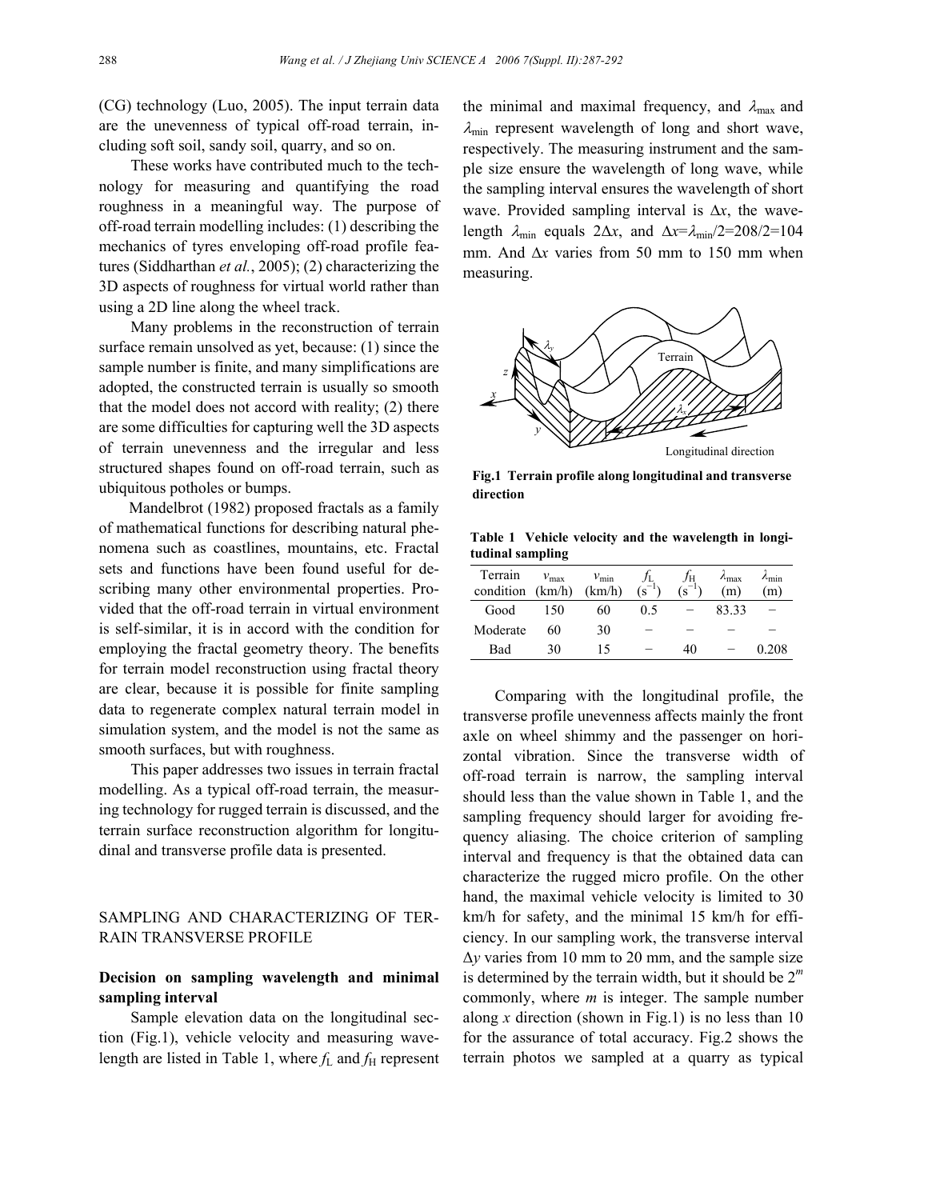(CG) technology (Luo, 2005). The input terrain data are the unevenness of typical off-road terrain, including soft soil, sandy soil, quarry, and so on.

These works have contributed much to the technology for measuring and quantifying the road roughness in a meaningful way. The purpose of off-road terrain modelling includes: (1) describing the mechanics of tyres enveloping off-road profile features (Siddharthan *et al.*, 2005); (2) characterizing the 3D aspects of roughness for virtual world rather than using a 2D line along the wheel track.

Many problems in the reconstruction of terrain surface remain unsolved as yet, because: (1) since the sample number is finite, and many simplifications are adopted, the constructed terrain is usually so smooth that the model does not accord with reality; (2) there are some difficulties for capturing well the 3D aspects of terrain unevenness and the irregular and less structured shapes found on off-road terrain, such as ubiquitous potholes or bumps.

Mandelbrot (1982) proposed fractals as a family of mathematical functions for describing natural phenomena such as coastlines, mountains, etc. Fractal sets and functions have been found useful for describing many other environmental properties. Provided that the off-road terrain in virtual environment is self-similar, it is in accord with the condition for employing the fractal geometry theory. The benefits for terrain model reconstruction using fractal theory are clear, because it is possible for finite sampling data to regenerate complex natural terrain model in simulation system, and the model is not the same as smooth surfaces, but with roughness.

This paper addresses two issues in terrain fractal modelling. As a typical off-road terrain, the measuring technology for rugged terrain is discussed, and the terrain surface reconstruction algorithm for longitudinal and transverse profile data is presented.

## SAMPLING AND CHARACTERIZING OF TERRAIN TRANSVERSE PROFILE

### Decision on sampling wavelength and minimal sampling interval

Sample elevation data on the longitudinal section (Fig.1), vehicle velocity and measuring wavelength are listed in Table 1, where $f_L$ and $f_H$ represent the minimal and maximal frequency, and $\lambda_{max}$ and $\lambda_{min}$ represent wavelength of long and short wave, respectively. The measuring instrument and the sample size ensure the wavelength of long wave, while the sampling interval ensures the wavelength of short wave. Provided sampling interval is $\Delta x$, the wavelength $\lambda_{min}$ equals $2\Delta x$, and $\Delta x=\lambda_{min}/2=208/2=104$ mm. And $\Delta x$ varies from 50 mm to 150 mm when measuring.

**Fig.1 Terrain profile along longitudinal and transverse direction**

**Table 1 Vehicle velocity and the wavelength in longitudinal sampling**

| Terrain condition | $v_{max}$ (km/h) | $v_{min}$ (km/h) | $f_L$ ($s^{-1}$) | $f_H$ ($s^{-1}$) | $\lambda_{max}$ (m) | $\lambda_{min}$ (m) |
|---|---|---|---|---|---|---|
| Good | 150 | 60 | 0.5 | − | 83.33 | − |
| Moderate | 60 | 30 | − | − | − | − |
| Bad | 30 | 15 | − | 40 | − | 0.208 |

Comparing with the longitudinal profile, the transverse profile unevenness affects mainly the front axle on wheel shimmy and the passenger on horizontal vibration. Since the transverse width of off-road terrain is narrow, the sampling interval should less than the value shown in Table 1, and the sampling frequency should larger for avoiding frequency aliasing. The choice criterion of sampling interval and frequency is that the obtained data can characterize the rugged micro profile. On the other hand, the maximal vehicle velocity is limited to 30 km/h for safety, and the minimal 15 km/h for efficiency. In our sampling work, the transverse interval $\Delta y$ varies from 10 mm to 20 mm, and the sample size is determined by the terrain width, but it should be $2^m$ commonly, where $m$ is integer. The sample number along $x$ direction (shown in Fig.1) is no less than 10 for the assurance of total accuracy. Fig.2 shows the terrain photos we sampled at a quarry as typical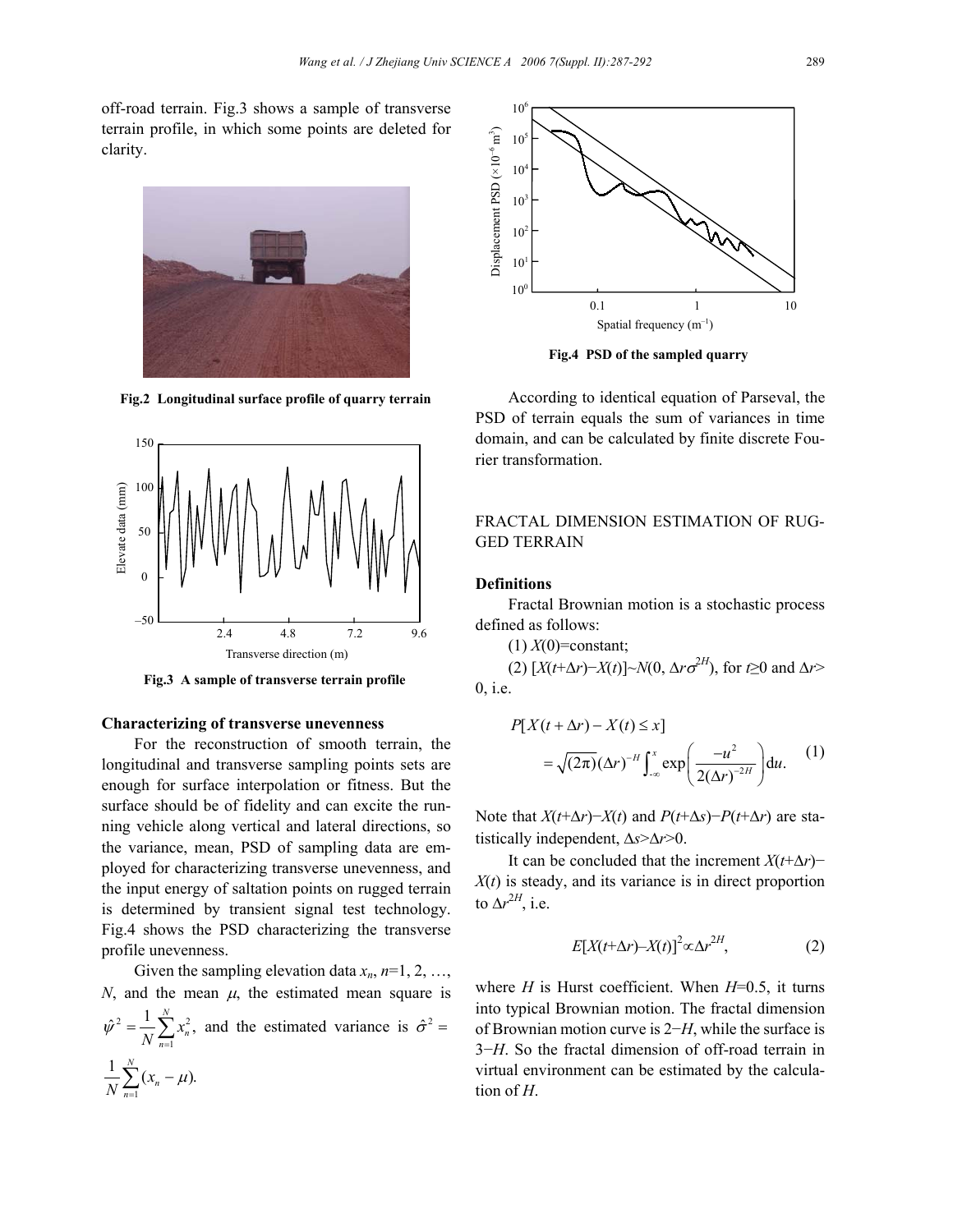off-road terrain. Fig.3 shows a sample of transverse terrain profile, in which some points are deleted for clarity.

Fig.2 Longitudinal surface profile of quarry terrain

Fig.3 A sample of transverse terrain profile

### Characterizing of transverse unevenness

For the reconstruction of smooth terrain, the longitudinal and transverse sampling points sets are enough for surface interpolation or fitness. But the surface should be of fidelity and can excite the running vehicle along vertical and lateral directions, so the variance, mean, PSD of sampling data are employed for characterizing transverse unevenness, and the input energy of saltation points on rugged terrain is determined by transient signal test technology. Fig.4 shows the PSD characterizing the transverse profile unevenness.

Given the sampling elevation data $x_n$, $n$=1, 2, …, $N$, and the mean $\mu$, the estimated mean square is $\hat{\psi}^2 = \frac{1}{N}\sum_{n=1}^{N} x_n^2$, and the estimated variance is $\hat{\sigma}^2 = \frac{1}{N}\sum_{n=1}^{N}(x_n - \mu)$.

Fig.4 PSD of the sampled quarry

According to identical equation of Parseval, the PSD of terrain equals the sum of variances in time domain, and can be calculated by finite discrete Fourier transformation.

## FRACTAL DIMENSION ESTIMATION OF RUGGED TERRAIN

### Definitions

Fractal Brownian motion is a stochastic process defined as follows:

(1) $X(0)$=constant;

(2) $[X(t+\Delta r)-X(t)]\sim N(0, \Delta r\sigma^{2H})$, for $t\geq 0$ and $\Delta r>0$, i.e.

$$P[X(t+\Delta r)-X(t)\leq x] = \sqrt{(2\pi)}(\Delta r)^{-H}\int_{-\infty}^{x}\exp\left(\frac{-u^2}{2(\Delta r)^{-2H}}\right)\mathrm{d}u. \quad (1)$$

Note that $X(t+\Delta r)-X(t)$ and $P(t+\Delta s)-P(t+\Delta r)$ are statistically independent, $\Delta s>\Delta r>0$.

It can be concluded that the increment $X(t+\Delta r)-X(t)$ is steady, and its variance is in direct proportion to $\Delta r^{2H}$, i.e.

$$E[X(t+\Delta r)-X(t)]^2\propto\Delta r^{2H}, \quad (2)$$

where $H$ is Hurst coefficient. When $H$=0.5, it turns into typical Brownian motion. The fractal dimension of Brownian motion curve is $2-H$, while the surface is $3-H$. So the fractal dimension of off-road terrain in virtual environment can be estimated by the calculation of $H$.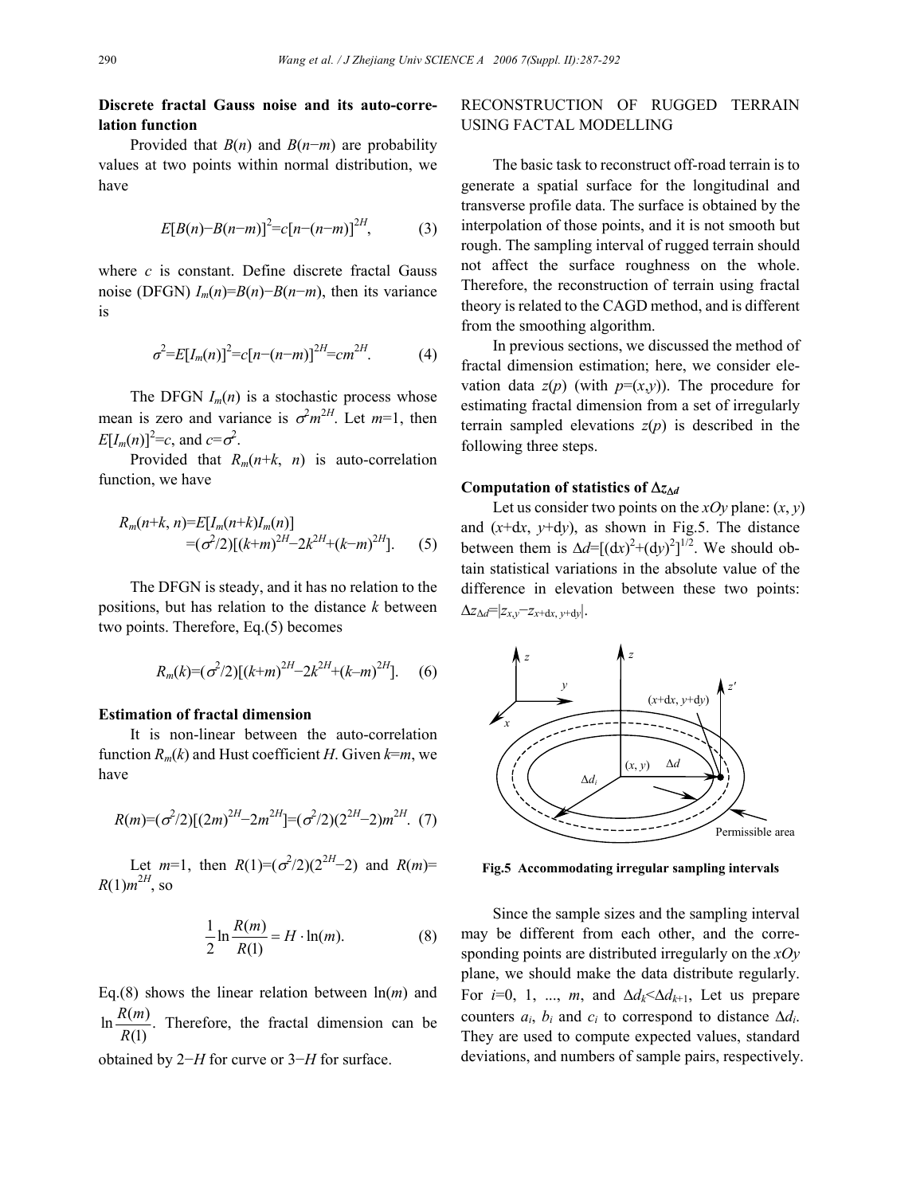**Discrete fractal Gauss noise and its auto-correlation function**

Provided that $B(n)$ and $B(n-m)$ are probability values at two points within normal distribution, we have

$$E[B(n)-B(n-m)]^2=c[n-(n-m)]^{2H}, \qquad (3)$$

where $c$ is constant. Define discrete fractal Gauss noise (DFGN) $I_m(n)=B(n)-B(n-m)$, then its variance is

$$\sigma^2=E[I_m(n)]^2=c[n-(n-m)]^{2H}=cm^{2H}. \qquad (4)$$

The DFGN $I_m(n)$ is a stochastic process whose mean is zero and variance is $\sigma^2 m^{2H}$. Let $m$=1, then $E[I_m(n)]^2=c$, and $c=\sigma^2$.

Provided that $R_m(n+k, n)$ is auto-correlation function, we have

$$R_m(n+k, n)=E[I_m(n+k)I_m(n)] =(\sigma^2/2)[(k+m)^{2H}-2k^{2H}+(k-m)^{2H}]. \qquad (5)$$

The DFGN is steady, and it has no relation to the positions, but has relation to the distance $k$ between two points. Therefore, Eq.(5) becomes

$$R_m(k)=(\sigma^2/2)[(k+m)^{2H}-2k^{2H}+(k-m)^{2H}]. \qquad (6)$$

**Estimation of fractal dimension**

It is non-linear between the auto-correlation function $R_m(k)$ and Hust coefficient $H$. Given $k=m$, we have

$$R(m)=(\sigma^2/2)[(2m)^{2H}-2m^{2H}]=(\sigma^2/2)(2^{2H}-2)m^{2H}. \qquad (7)$$

Let $m$=1, then $R(1)=(\sigma^2/2)(2^{2H}-2)$ and $R(m)=R(1)m^{2H}$, so

$$\frac{1}{2}\ln\frac{R(m)}{R(1)}=H\cdot\ln(m). \qquad (8)$$

Eq.(8) shows the linear relation between $\ln(m)$ and $\ln\frac{R(m)}{R(1)}$. Therefore, the fractal dimension can be obtained by $2-H$ for curve or $3-H$ for surface.

## RECONSTRUCTION OF RUGGED TERRAIN USING FACTAL MODELLING

The basic task to reconstruct off-road terrain is to generate a spatial surface for the longitudinal and transverse profile data. The surface is obtained by the interpolation of those points, and it is not smooth but rough. The sampling interval of rugged terrain should not affect the surface roughness on the whole. Therefore, the reconstruction of terrain using fractal theory is related to the CAGD method, and is different from the smoothing algorithm.

In previous sections, we discussed the method of fractal dimension estimation; here, we consider elevation data $z(p)$ (with $p=(x,y)$). The procedure for estimating fractal dimension from a set of irregularly terrain sampled elevations $z(p)$ is described in the following three steps.

**Computation of statistics of $\Delta z_{\Delta d}$**

Let us consider two points on the $xOy$ plane: $(x, y)$ and $(x+\mathrm{d}x, y+\mathrm{d}y)$, as shown in Fig.5. The distance between them is $\Delta d=[(\mathrm{d}x)^2+(\mathrm{d}y)^2]^{1/2}$. We should obtain statistical variations in the absolute value of the difference in elevation between these two points: $\Delta z_{\Delta d}=|z_{x,y}-z_{x+\mathrm{d}x,\, y+\mathrm{d}y}|$.

Fig.5 Accommodating irregular sampling intervals

Since the sample sizes and the sampling interval may be different from each other, and the corresponding points are distributed irregularly on the $xOy$ plane, we should make the data distribute regularly. For $i$=0, 1, ..., $m$, and $\Delta d_k<\Delta d_{k+1}$, Let us prepare counters $a_i$, $b_i$ and $c_i$ to correspond to distance $\Delta d_i$. They are used to compute expected values, standard deviations, and numbers of sample pairs, respectively.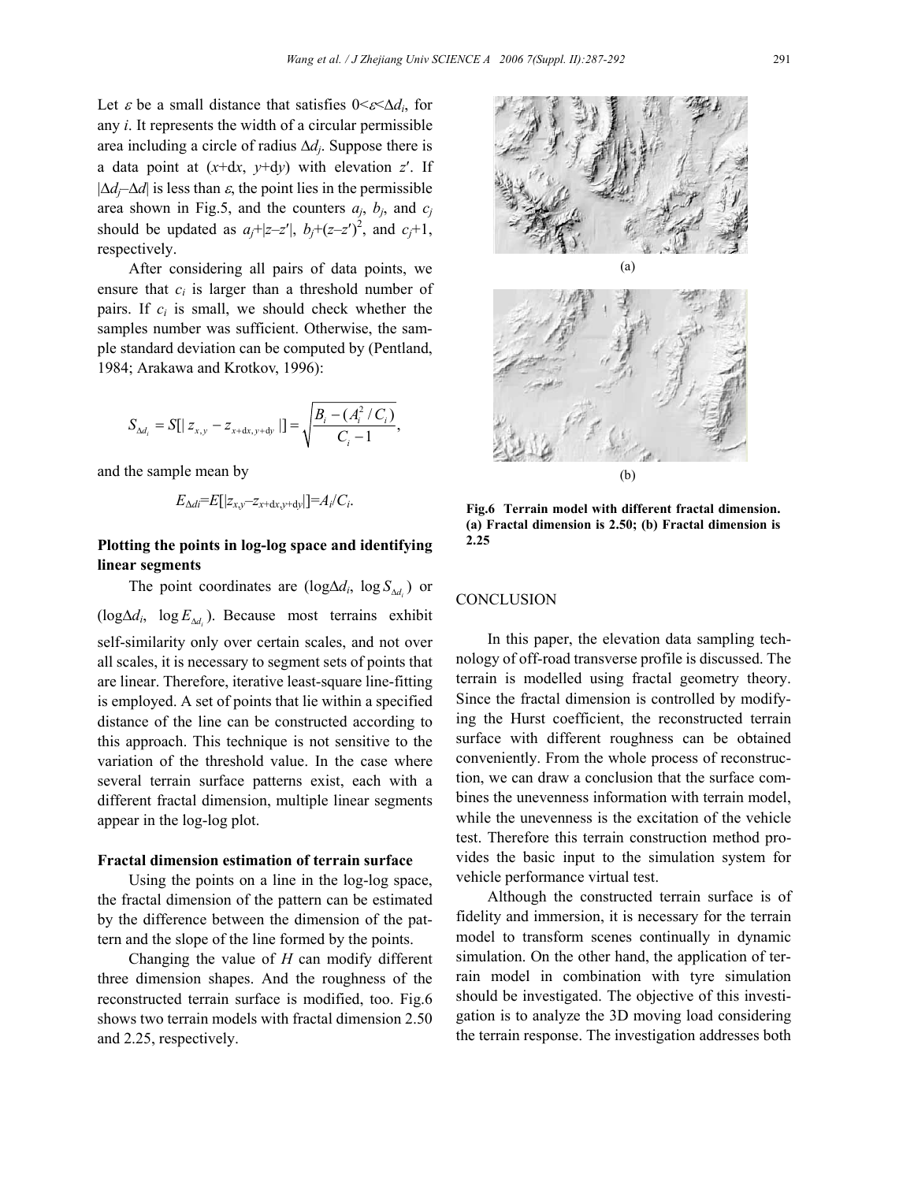Let $\varepsilon$ be a small distance that satisfies $0<\varepsilon<\Delta d_i$, for any $i$. It represents the width of a circular permissible area including a circle of radius $\Delta d_j$. Suppose there is a data point at $(x+\mathrm{d}x, y+\mathrm{d}y)$ with elevation $z'$. If $|\Delta d_j-\Delta d|$ is less than $\varepsilon$, the point lies in the permissible area shown in Fig.5, and the counters $a_j$, $b_j$, and $c_j$ should be updated as $a_j+|z-z'|$, $b_j+(z-z')^2$, and $c_j+1$, respectively.

After considering all pairs of data points, we ensure that $c_i$ is larger than a threshold number of pairs. If $c_i$ is small, we should check whether the samples number was sufficient. Otherwise, the sample standard deviation can be computed by (Pentland, 1984; Arakawa and Krotkov, 1996):

$$S_{\Delta d_i} = S[|z_{x,y} - z_{x+\mathrm{d}x,y+\mathrm{d}y}|] = \sqrt{\frac{B_i - (A_i^2 / C_i)}{C_i - 1}},$$

and the sample mean by

$$E_{\Delta di}=E[|z_{x,y}-z_{x+\mathrm{d}x,y+\mathrm{d}y}|]=A_i/C_i.$$

**Plotting the points in log-log space and identifying linear segments**

The point coordinates are $(\log\Delta d_i, \log S_{\Delta d_i})$ or $(\log\Delta d_i, \log E_{\Delta d_i})$. Because most terrains exhibit self-similarity only over certain scales, and not over all scales, it is necessary to segment sets of points that are linear. Therefore, iterative least-square line-fitting is employed. A set of points that lie within a specified distance of the line can be constructed according to this approach. This technique is not sensitive to the variation of the threshold value. In the case where several terrain surface patterns exist, each with a different fractal dimension, multiple linear segments appear in the log-log plot.

**Fractal dimension estimation of terrain surface**

Using the points on a line in the log-log space, the fractal dimension of the pattern can be estimated by the difference between the dimension of the pattern and the slope of the line formed by the points.

Changing the value of $H$ can modify different three dimension shapes. And the roughness of the reconstructed terrain surface is modified, too. Fig.6 shows two terrain models with fractal dimension 2.50 and 2.25, respectively.

(a)

(b)

**Fig.6 Terrain model with different fractal dimension. (a) Fractal dimension is 2.50; (b) Fractal dimension is 2.25**

## CONCLUSION

In this paper, the elevation data sampling technology of off-road transverse profile is discussed. The terrain is modelled using fractal geometry theory. Since the fractal dimension is controlled by modifying the Hurst coefficient, the reconstructed terrain surface with different roughness can be obtained conveniently. From the whole process of reconstruction, we can draw a conclusion that the surface combines the unevenness information with terrain model, while the unevenness is the excitation of the vehicle test. Therefore this terrain construction method provides the basic input to the simulation system for vehicle performance virtual test.

Although the constructed terrain surface is of fidelity and immersion, it is necessary for the terrain model to transform scenes continually in dynamic simulation. On the other hand, the application of terrain model in combination with tyre simulation should be investigated. The objective of this investigation is to analyze the 3D moving load considering the terrain response. The investigation addresses both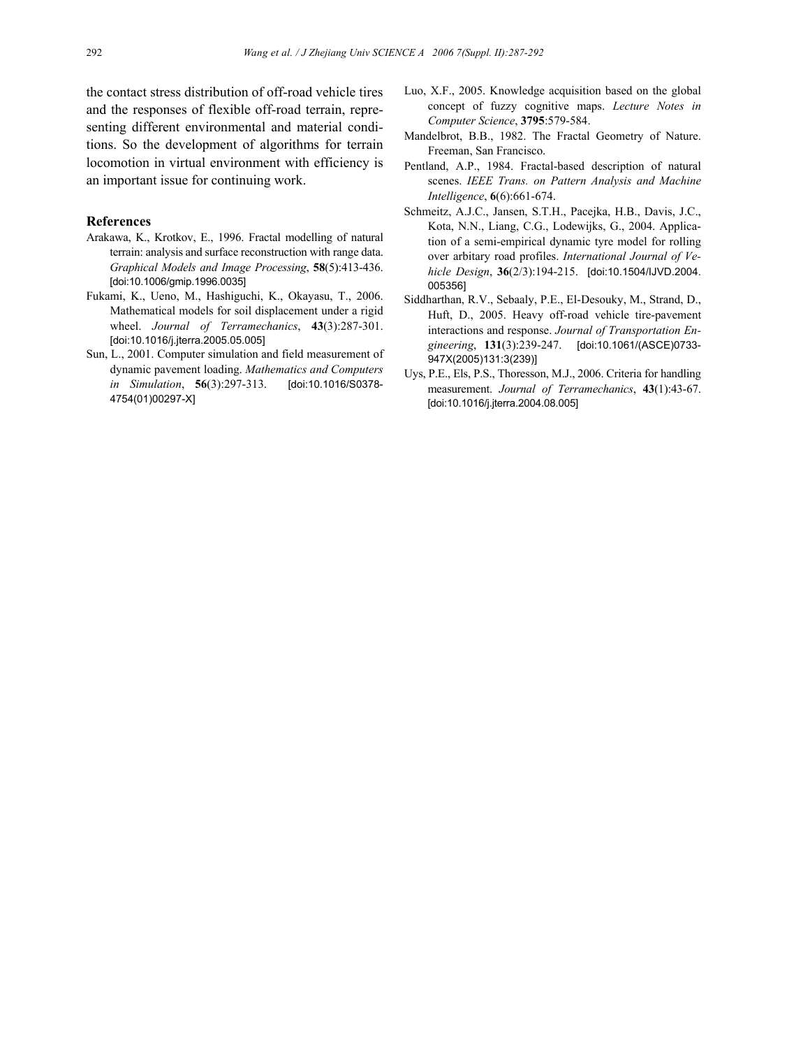the contact stress distribution of off-road vehicle tires and the responses of flexible off-road terrain, representing different environmental and material conditions. So the development of algorithms for terrain locomotion in virtual environment with efficiency is an important issue for continuing work.

## References

Arakawa, K., Krotkov, E., 1996. Fractal modelling of natural terrain: analysis and surface reconstruction with range data. *Graphical Models and Image Processing*, **58**(5):413-436. [doi:10.1006/gmip.1996.0035]

Fukami, K., Ueno, M., Hashiguchi, K., Okayasu, T., 2006. Mathematical models for soil displacement under a rigid wheel. *Journal of Terramechanics*, **43**(3):287-301. [doi:10.1016/j.jterra.2005.05.005]

Sun, L., 2001. Computer simulation and field measurement of dynamic pavement loading. *Mathematics and Computers in Simulation*, **56**(3):297-313. [doi:10.1016/S0378-4754(01)00297-X]

Luo, X.F., 2005. Knowledge acquisition based on the global concept of fuzzy cognitive maps. *Lecture Notes in Computer Science*, **3795**:579-584.

Mandelbrot, B.B., 1982. The Fractal Geometry of Nature. Freeman, San Francisco.

Pentland, A.P., 1984. Fractal-based description of natural scenes. *IEEE Trans. on Pattern Analysis and Machine Intelligence*, **6**(6):661-674.

Schmeitz, A.J.C., Jansen, S.T.H., Pacejka, H.B., Davis, J.C., Kota, N.N., Liang, C.G., Lodewijks, G., 2004. Application of a semi-empirical dynamic tyre model for rolling over arbitary road profiles. *International Journal of Vehicle Design*, **36**(2/3):194-215. [doi:10.1504/IJVD.2004.005356]

Siddharthan, R.V., Sebaaly, P.E., El-Desouky, M., Strand, D., Huft, D., 2005. Heavy off-road vehicle tire-pavement interactions and response. *Journal of Transportation Engineering*, **131**(3):239-247. [doi:10.1061/(ASCE)0733-947X(2005)131:3(239)]

Uys, P.E., Els, P.S., Thoresson, M.J., 2006. Criteria for handling measurement. *Journal of Terramechanics*, **43**(1):43-67. [doi:10.1016/j.jterra.2004.08.005]